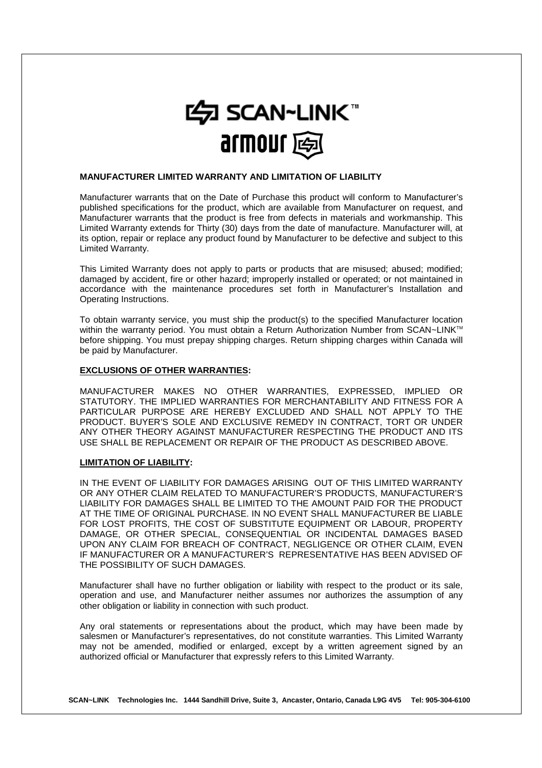SCAN~LINK™

armour

## MANUFACTURER LIMITED WARRANTY AND LIMITATION OF LIABILITY

Manufacturer warrants that on the Date of Purchase this product will conform to Manufacturer's published specifications for the product, which are available from Manufacturer on request, and Manufacturer warrants that the product is free from defects in materials and workmanship. This Limited Warranty extends for Thirty (30) days from the date of manufacture. Manufacturer will, at its option, repair or replace any product found by Manufacturer to be defective and subject to this Limited Warranty.

This Limited Warranty does not apply to parts or products that are misused; abused; modified; damaged by accident, fire or other hazard; improperly installed or operated; or not maintained in accordance with the maintenance procedures set forth in Manufacturer's Installation and Operating Instructions.

To obtain warranty service, you must ship the product(s) to the specified Manufacturer location within the warranty period. You must obtain a Return Authorization Number from SCAN~LINK™ before shipping. You must prepay shipping charges. Return shipping charges within Canada will be paid by Manufacturer.

### EXCLUSIONS OF OTHER WARRANTIES:

MANUFACTURER MAKES NO OTHER WARRANTIES, EXPRESSED, IMPLIED OR STATUTORY. THE IMPLIED WARRANTIES FOR MERCHANTABILITY AND FITNESS FOR A PARTICULAR PURPOSE ARE HEREBY EXCLUDED AND SHALL NOT APPLY TO THE PRODUCT. BUYER'S SOLE AND EXCLUSIVE REMEDY IN CONTRACT, TORT OR UNDER ANY OTHER THEORY AGAINST MANUFACTURER RESPECTING THE PRODUCT AND ITS USE SHALL BE REPLACEMENT OR REPAIR OF THE PRODUCT AS DESCRIBED ABOVE.

### LIMITATION OF LIABILITY:

IN THE EVENT OF LIABILITY FOR DAMAGES ARISING OUT OF THIS LIMITED WARRANTY OR ANY OTHER CLAIM RELATED TO MANUFACTURER'S PRODUCTS, MANUFACTURER'S LIABILITY FOR DAMAGES SHALL BE LIMITED TO THE AMOUNT PAID FOR THE PRODUCT AT THE TIME OF ORIGINAL PURCHASE. IN NO EVENT SHALL MANUFACTURER BE LIABLE FOR LOST PROFITS, THE COST OF SUBSTITUTE EQUIPMENT OR LABOUR, PROPERTY DAMAGE, OR OTHER SPECIAL, CONSEQUENTIAL OR INCIDENTAL DAMAGES BASED UPON ANY CLAIM FOR BREACH OF CONTRACT, NEGLIGENCE OR OTHER CLAIM, EVEN IF MANUFACTURER OR A MANUFACTURER'S REPRESENTATIVE HAS BEEN ADVISED OF THE POSSIBILITY OF SUCH DAMAGES.

Manufacturer shall have no further obligation or liability with respect to the product or its sale, operation and use, and Manufacturer neither assumes nor authorizes the assumption of any other obligation or liability in connection with such product.

Any oral statements or representations about the product, which may have been made by salesmen or Manufacturer's representatives, do not constitute warranties. This Limited Warranty may not be amended, modified or enlarged, except by a written agreement signed by an authorized official or Manufacturer that expressly refers to this Limited Warranty.

**SCAN~LINK Technologies Inc. 1444 Sandhill Drive, Suite 3, Ancaster, Ontario, Canada L9G 4V5 Tel: 905-304-6100**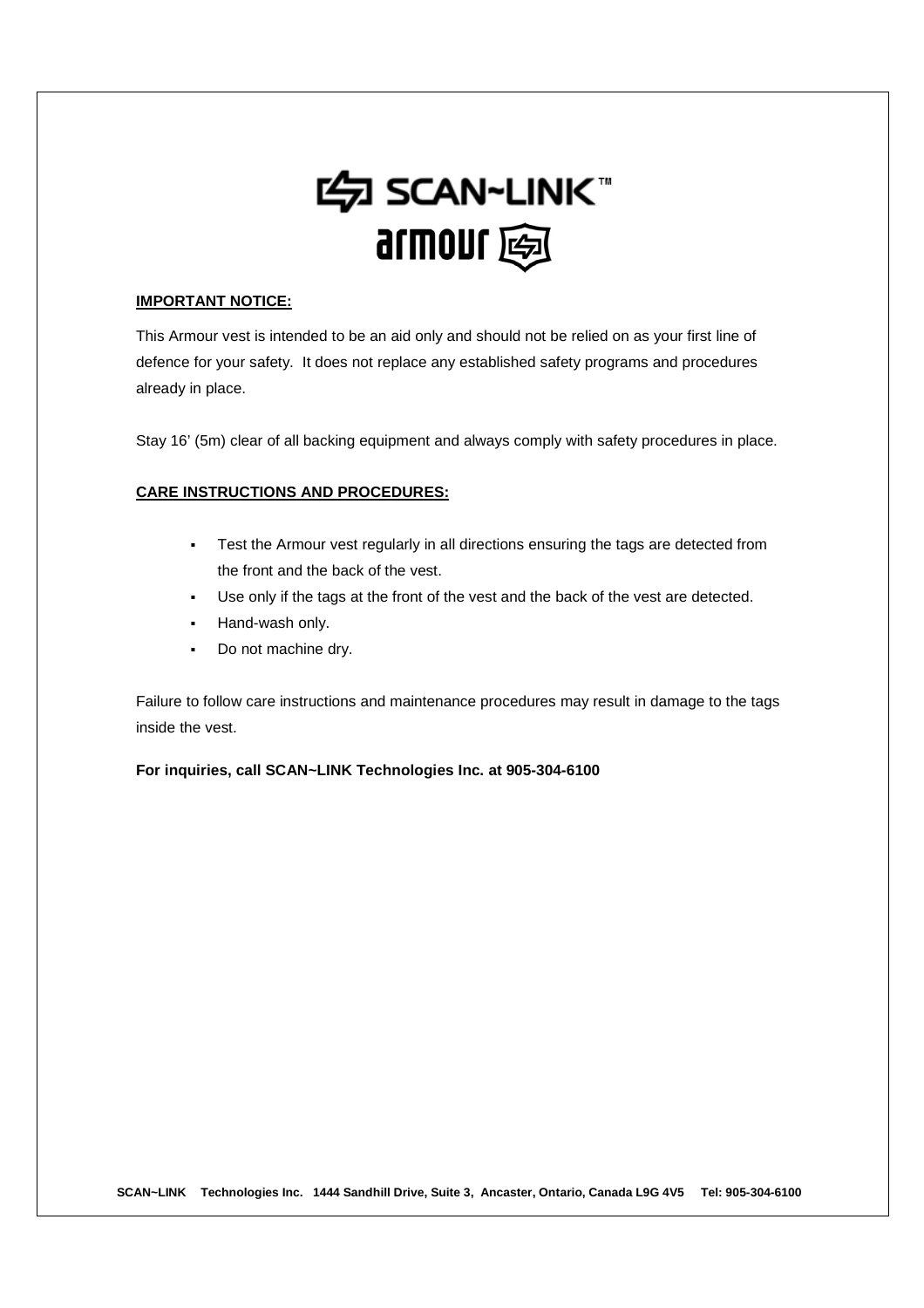SCAN~LINK™

armour

**IMPORTANT NOTICE:**

This Armour vest is intended to be an aid only and should not be relied on as your first line of defence for your safety. It does not replace any established safety programs and procedures already in place.

Stay 16' (5m) clear of all backing equipment and always comply with safety procedures in place.

**CARE INSTRUCTIONS AND PROCEDURES:**

- Test the Armour vest regularly in all directions ensuring the tags are detected from the front and the back of the vest.
- Use only if the tags at the front of the vest and the back of the vest are detected.
- Hand-wash only.
- Do not machine dry.

Failure to follow care instructions and maintenance procedures may result in damage to the tags inside the vest.

**For inquiries, call SCAN~LINK Technologies Inc. at 905-304-6100**

**SCAN~LINK Technologies Inc. 1444 Sandhill Drive, Suite 3, Ancaster, Ontario, Canada L9G 4V5 Tel: 905-304-6100**